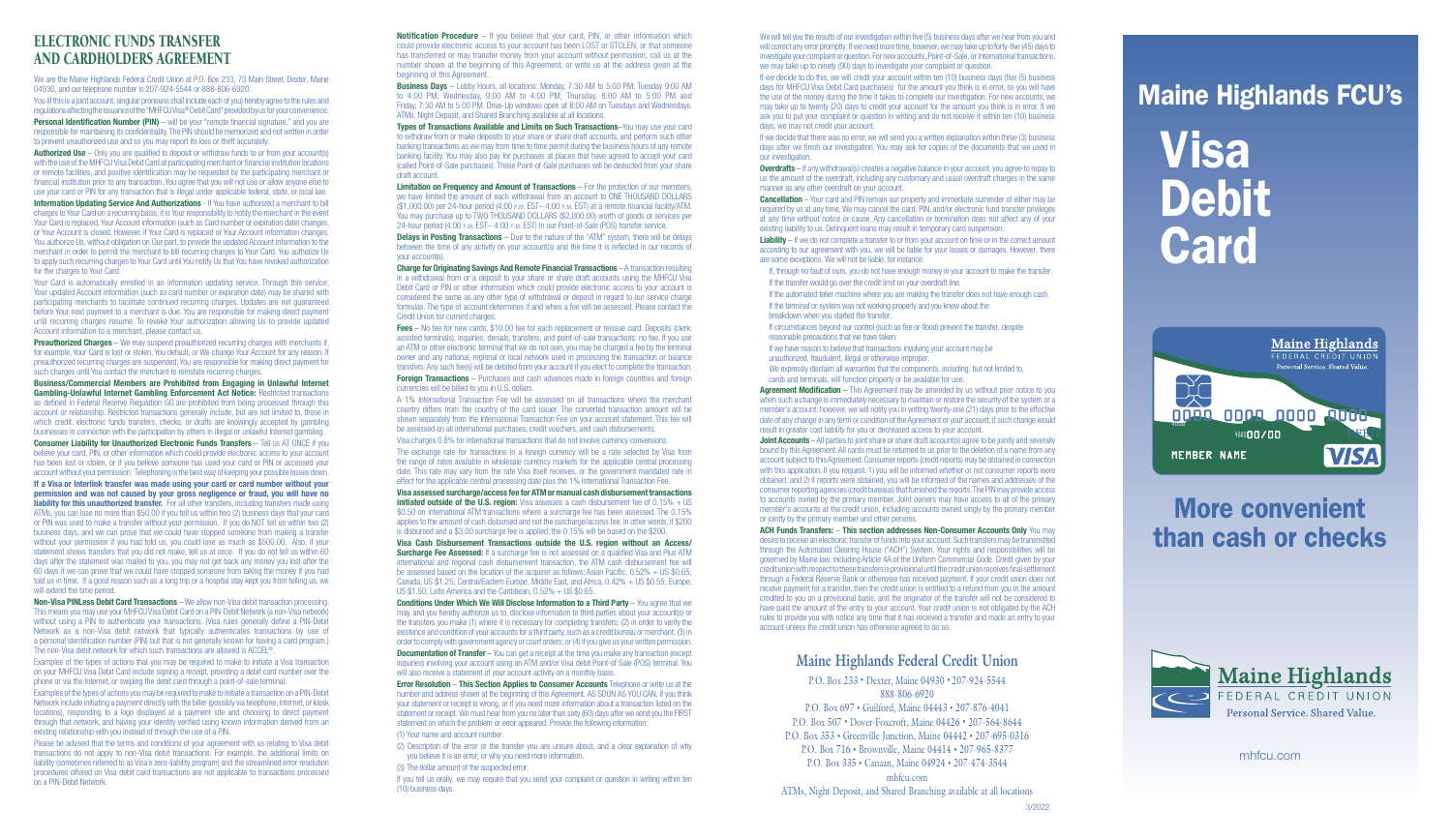# ELECTRONIC FUNDS TRANSFER AND CARDHOLDERS AGREEMENT

We are the Maine Highlands Federal Credit Union at P.O. Box 233, 73 Main Street, Dexter, Maine 04930, and our telephone number is 207-924-5544 or 888-806-6920.

You (if this is a joint account, singular pronouns shall include each of you) hereby agree to the rules and regulations affecting the issuance of the "MHFCU Visa® Debit Card" provided by us for your convenience.

**Personal Identification Number (PIN)** – will be your "remote financial signature," and you are responsible for maintaining its confidentiality. The PIN should be memorized and not written in order to prevent unauthorized use and so you may report its loss or theft accurately.

**Authorized Use** – Only you are qualified to deposit or withdraw funds to or from your account(s) with the use of the MHFCU Visa Debit Card at participating merchant or financial institution locations or remote facilities, and positive identification may be requested by the participating merchant or financial institution prior to any transaction. You agree that you will not use or allow anyone else to use your card or PIN for any transaction that is illegal under applicable federal, state, or local law.

**Information Updating Service And Authorizations** - If You have authorized a merchant to bill charges to Your Card on a recurring basis, it is Your responsibility to notify the merchant in the event Your Card is replaced, Your Account information (such as Card number or expiration date) changes, or Your Account is closed. However, if Your Card is replaced or Your Account information changes, You authorize Us, without obligation on Our part, to provide the updated Account information to the merchant in order to permit the merchant to bill recurring charges to Your Card. You authorize Us to apply such recurring charges to Your Card until You notify Us that You have revoked authorization for the charges to Your Card.

Your Card is automatically enrolled in an information updating service. Through this service, Your updated Account information (such as card number or expiration date) may be shared with participating merchants to facilitate continued recurring charges. Updates are not guaranteed before Your next payment to a merchant is due. You are responsible for making direct payment until recurring charges resume. To revoke Your authorization allowing Us to provide updated Account information to a merchant, please contact us.

**Preauthorized Charges** – We may suspend preauthorized recurring charges with merchants if, for example, Your Card is lost or stolen, You default, or We change Your Account for any reason. If preauthorized recurring charges are suspended, You are responsible for making direct payment for such charges until You contact the merchant to reinstate recurring charges.

**Business/Commercial Members are Prohibited from Engaging in Unlawful Internet Gambling-Unlawful Internet Gambling Enforcement Act Notice:** Restricted transactions as defined in Federal Reserve Regulation GG are prohibited from being processed through this account or relationship. Restricted transactions generally include, but are not limited to, those in which credit, electronic funds transfers, checks, or drafts are knowingly accepted by gambling businesses in connection with the participation by others in illegal or unlawful Internet gambling.

**Consumer Liability for Unauthorized Electronic Funds Transfers** – Tell us AT ONCE if you believe your card, PIN, or other information which could provide electronic access to your account has been lost or stolen, or if you believe someone has used your card or PIN or accessed your account without your permission. Telephoning is the best way of keeping your possible losses down. **If a Visa or Interlink transfer was made using your card or card number without your permission and was not caused by your gross negligence or fraud, you will have no liability for this unauthorized transfer.** For all other transfers, including transfers made using ATMs, you can lose no more than $50.00 if you tell us within two (2) business days that your card or PIN was used to make a transfer without your permission. If you do NOT tell us within two (2) business days, and we can prove that we could have stopped someone from making a transfer without your permission if you had told us, you could lose as much as $500.00. Also, if your statement shows transfers that you did not make, tell us at once. If you do not tell us within 60 days after the statement was mailed to you, you may not get back any money you lost after the 60 days if we can prove that we could have stopped someone from taking the money if you had told us in time. If a good reason such as a long trip or a hospital stay kept you from telling us, we will extend the time period.

**Non-Visa PINLess Debit Card Transactions** – We allow non-Visa debit transaction processing. This means you may use your MHFCU Visa Debit Card on a PIN-Debit Network (a non-Visa network) without using a PIN to authenticate your transactions. (Visa rules generally define a PIN-Debit Network as a non-Visa debit network that typically authenticates transactions by use of a personal identification number (PIN) but that is not generally known for having a card program.) The non-Visa debit network for which such transactions are allowed is ACCEL®.

Examples of the types of actions that you may be required to make to initiate a Visa transaction on your MHFCU Visa Debit Card include signing a receipt, providing a debit card number over the phone or via the Internet, or swiping the debit card through a point-of-sale terminal.

Examples of the types of actions you may be required to make to initiate a transaction on a PIN-Debit Network include initiating a payment directly with the biller (possibly via telephone, Internet, or kiosk locations), responding to a logo displayed at a payment site and choosing to direct payment through that network, and having your identity verified using known information derived from an existing relationship with you instead of through the use of a PIN.

Please be advised that the terms and conditions of your agreement with us relating to Visa debit transactions do not apply to non-Visa debit transactions. For example, the additional limits on liability (sometimes referred to as Visa's zero-liability program) and the streamlined error resolution procedures offered on Visa debit card transactions are not applicable to transactions processed on a PIN-Debit Network.

**Notification Procedure** – If you believe that your card, PIN, or other information which could provide electronic access to your account has been LOST or STOLEN, or that someone has transferred or may transfer money from your account without permission, call us at the number shown at the beginning of this Agreement, or write us at the address given at the beginning of this Agreement.

**Business Days** – Lobby Hours, all locations: Monday, 7:30 AM to 5:00 PM; Tuesday 9:00 AM to 4:00 PM; Wednesday, 9:00 AM to 4:00 PM; Thursday, 8:00 AM to 5:00 PM and Friday, 7:30 AM to 5:00 PM. Drive-Up windows open at 8:00 AM on Tuesdays and Wednesdays. ATMs, Night Deposit, and Shared Branching available at all locations.

**Types of Transactions Available and Limits on Such Transactions**–You may use your card to withdraw from or make deposits to your share or share draft accounts, and perform such other banking transactions as we may from time to time permit during the business hours of any remote banking facility. You may also pay for purchases at places that have agreed to accept your card (called Point-of-Sale purchases). These Point-of-Sale purchases will be deducted from your share draft account.

**Limitation on Frequency and Amount of Transactions** – For the protection of our members, we have limited the amount of each withdrawal from an account to ONE THOUSAND DOLLARS ($1,000.00) per 24-hour period (4:00 P.M. EST– 4:00 P.M. EST) at a remote financial facility/ATM. You may purchase up to TWO THOUSAND DOLLARS ($2,000.00) worth of goods or services per 24-hour period (4:00 P.M. EST– 4:00 P.M. EST) in our Point-of-Sale (POS) transfer service.

**Delays in Posting Transactions** – Due to the nature of the "ATM" system, there will be delays between the time of any activity on your account(s) and the time it is reflected in our records of your account(s).

**Charge for Originating Savings And Remote Financial Transactions** – A transaction resulting in a withdrawal from or a deposit to your share or share draft accounts using the MHFCU Visa Debit Card or PIN or other information which could provide electronic access to your account is considered the same as any other type of withdrawal or deposit in regard to our service charge formulas. The type of account determines if and when a fee will be assessed. Please contact the Credit Union for current charges.

**Fees** – No fee for new cards, $10.00 fee for each replacement or reissue card. Deposits (clerk assisted terminals), inquiries, denials, transfers, and point-of-sale transactions: no fee. If you use an ATM or other electronic terminal that we do not own, you may be charged a fee by the terminal owner and any national, regional or local network used in processing the transaction or balance transfers. Any such fee(s) will be debited from your account if you elect to complete the transaction.

**Foreign Transactions** – Purchases and cash advances made in foreign countries and foreign currencies will be billed to you in U.S. dollars.

A 1% International Transaction Fee will be assessed on all transactions where the merchant country differs from the country of the card issuer. The converted transaction amount will be shown separately from the International Transaction Fee on your account statement. This fee will be assessed on all international purchases, credit vouchers, and cash disbursements.

Visa charges 0.8% for international transactions that do not involve currency conversions.

The exchange rate for transactions in a foreign currency will be a rate selected by Visa from the range of rates available in wholesale currency markets for the applicable central processing date. This rate may vary from the rate Visa itself receives, or the government mandated rate in effect for the applicable central processing date plus the 1% International Transaction Fee.

**Visa assessed surcharge/access fee for ATM or manual cash disbursement transactions initiated outside of the U.S. region:** Visa assesses a cash disbursement fee of 0.15% + US $0.50 on international ATM transactions where a surcharge fee has been assessed. The 0.15% applies to the amount of cash disbursed and not the surcharge/access fee. In other words, if $200 is disbursed and a $3.00 surcharge fee is applied, the 0.15% will be based on the $200.

**Visa Cash Disbursement Transactions outside the U.S. region without an Access/Surcharge Fee Assessed:** If a surcharge fee is not assessed on a qualified Visa and Plus ATM international and regional cash disbursement transaction, the ATM cash disbursement fee will be assessed based on the location of the acquirer as follows: Asian Pacific, 0.52% + US $0.65; Canada, US $1.25; Central/Eastern Europe, Middle East, and Africa, 0.42% + US $0.55; Europe, US $1.50; Latin America and the Caribbean, 0.52% + US $0.65.

**Conditions Under Which We Will Disclose Information to a Third Party** – You agree that we may, and you hereby authorize us to, disclose information to third parties about your account(s) or the transfers you make (1) where it is necessary for completing transfers; (2) in order to verify the existence and condition of your accounts for a third party, such as a credit bureau or merchant; (3) in order to comply with government agency or court orders; or (4) if you give us your written permission.

**Documentation of Transfer** – You can get a receipt at the time you make any transaction (except inquiries) involving your account using an ATM and/or Visa debit Point-of Sale (POS) terminal. You will also receive a statement of your account activity on a monthly basis.

**Error Resolution** – **This Section Applies to Consumer Accounts** Telephone or write us at the number and address shown at the beginning of this Agreement, AS SOON AS YOU CAN, if you think your statement or receipt is wrong, or if you need more information about a transaction listed on the statement or receipt. We must hear from you no later than sixty (60) days after we send you the FIRST statement on which the problem or error appeared. Provide the following information:

(1) Your name and account number.

(2) Description of the error or the transfer you are unsure about, and a clear explanation of why you believe it is an error, or why you need more information.

(3) The dollar amount of the suspected error.

If you tell us orally, we may require that you send your complaint or question in writing within ten (10) business days.

We will tell you the results of our investigation within five (5) business days after we hear from you and will correct any error promptly. If we need more time, however, we may take up to forty-five (45) days to investigate your complaint or question. For new accounts, Point-of-Sale, or international transactions, we may take up to ninety (90) days to investigate your complaint or question.

If we decide to do this, we will credit your account within ten (10) business days (five (5) business days for MHFCU Visa Debit Card purchases) for the amount you think is in error, so you will have the use of the money during the time it takes to complete our investigation. For new accounts, we may take up to twenty (20) days to credit your account for the amount you think is in error. If we ask you to put your complaint or question in writing and do not receive it within ten (10) business days, we may not credit your account.

If we decide that there was no error, we will send you a written explanation within three (3) business days after we finish our investigation. You may ask for copies of the documents that we used in our investigation.

**Overdrafts** – If any withdrawal(s) creates a negative balance in your account, you agree to repay to us the amount of the overdraft, including any customary and usual overdraft charges in the same manner as any other overdraft on your account.

**Cancellation** – Your card and PIN remain our property and immediate surrender of either may be required by us at any time. We may cancel the card, PIN, and/or electronic fund transfer privileges at any time without notice or cause. Any cancellation or termination does not affect any of your existing liability to us. Delinquent loans may result in temporary card suspension.

**Liability** – If we do not complete a transfer to or from your account on time or in the correct amount according to our agreement with you, we will be liable for your losses or damages. However, there are some exceptions. We will not be liable, for instance:

If, through no fault of ours, you do not have enough money in your account to make the transfer.

If the transfer would go over the credit limit on your overdraft line.

If the automated teller machine where you are making the transfer does not have enough cash.

If the terminal or system was not working properly and you knew about the breakdown when you started the transfer.

If circumstances beyond our control (such as fire or flood) prevent the transfer, despite reasonable precautions that we have taken.

If we have reason to believe that transactions involving your account may be unauthorized, fraudulent, illegal or otherwise improper.

We expressly disclaim all warranties that the components, including, but not limited to, cards and terminals, will function properly or be available for use.

**Agreement Modification** – This Agreement may be amended by us without prior notice to you when such a change is immediately necessary to maintain or restore the security of the system or a member's account; however, we will notify you in writing twenty-one (21) days prior to the effective date of any change in any term or condition of the Agreement or your account, if such change would result in greater cost liability for you or decreased access to your account.

**Joint Accounts** – All parties to joint share or share draft account(s) agree to be jointly and severally bound by this Agreement. All cards must be returned to us prior to the deletion of a name from any account subject to this Agreement. Consumer reports (credit reports) may be obtained in connection with this application. If you request, 1) you will be informed whether or not consumer reports were obtained; and 2) if reports were obtained, you will be informed of the names and addresses of the consumer reporting agencies (credit bureaus) that furnished the reports. The PIN may provide access to accounts owned by the primary member. Joint owners may have access to all of the primary member's accounts at the credit union, including accounts owned singly by the primary member or jointly by the primary member and other persons.

**ACH Funds Transfers:** – **This section addresses Non-Consumer Accounts Only** You may desire to receive an electronic transfer of funds into your account. Such transfers may be transmitted through the Automated Clearing House ("ACH") System. Your rights and responsibilities will be governed by Maine law, including Article 4A of the Uniform Commercial Code. Credit given by your credit union with respect to these transfers is provisional until the credit union receives final settlement through a Federal Reserve Bank or otherwise has received payment. If your credit union does not receive payment for a transfer, then the credit union is entitled to a refund from you in the amount credited to you on a provisional basis, and the originator of the transfer will not be considered to have paid the amount of the entry to your account. Your credit union is not obligated by the ACH rules to provide you with notice any time that it has received a transfer and made an entry to your account unless the credit union has otherwise agreed to do so.

## Maine Highlands Federal Credit Union

P.O. Box 233 • Dexter, Maine 04930 • 207-924-5544
888-806-6920
P.O. Box 697 • Guilford, Maine 04443 • 207-876-4041
P.O. Box 507 • Dover-Foxcroft, Maine 04426 • 207-564-8644
P.O. Box 353 • Greenville Junction, Maine 04442 • 207-695-0316
P.O. Box 716 • Brownville, Maine 04414 • 207-965-8377
P.O. Box 335 • Canaan, Maine 04924 • 207-474-3544
mhfcu.com
ATMs, Night Deposit, and Shared Branching available at all locations

3/2022

# Maine Highlands FCU's

# Visa Debit Card

Maine Highlands
FEDERAL CREDIT UNION
Personal Service. Shared Value.

0000 0000 0000 0000
00/00
MEMBER NAME
VISA

## More convenient than cash or checks

Maine Highlands
FEDERAL CREDIT UNION
Personal Service. Shared Value.

mhfcu.com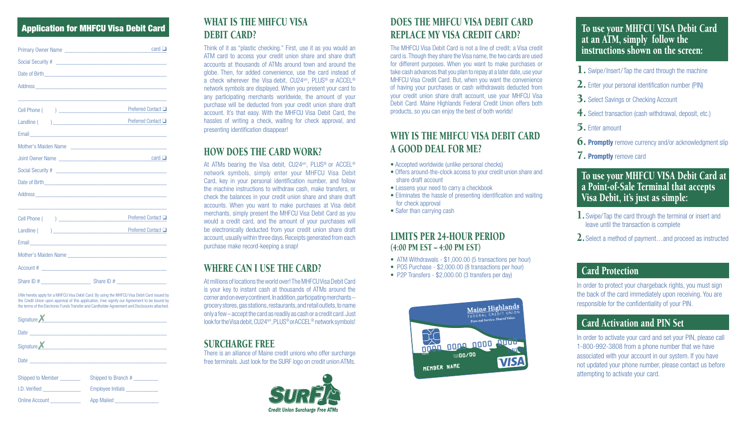## Application for MHFCU Visa Debit Card

Primary Owner Name ______________________________ card ❑

Social Security # ______________________________

Date of Birth______________________________

Address ______________________________

______________________________

Cell Phone (    ) ______________________ Preferred Contact ❑

Landline (    ) ______________________ Preferred Contact ❑

Email______________________________

Mother's Maiden Name ______________________________

Joint Owner Name ______________________________ card ❑

Social Security # ______________________________

Date of Birth______________________________

Address ______________________________

______________________________

Cell Phone (    ) ______________________ Preferred Contact ❑

Landline (    ) ______________________ Preferred Contact ❑

Email______________________________

Mother's Maiden Name ______________________________

Account # ______________________________

Share ID # ________________ Share ID # ________________

I/We hereby apply for a MHFCU Visa Debit Card. By using the MHFCU Visa Debit Card issued by the Credit Union upon approval of this application, I/we signify our Agreement to be bound by the terms of the Electronic Funds Transfer and Cardholder Agreement and Disclosures attached.

Signature ✗______________________________

Date ______________________________

Signature ✗______________________________

Date ______________________________

Shipped to Member ________ Shipped to Branch # ________

I.D. Verified ____________ Employee Initials ____________

Online Account ____________ App Mailed ____________

## WHAT IS THE MHFCU VISA DEBIT CARD?

Think of it as "plastic checking." First, use it as you would an ATM card to access your credit union share and share draft accounts at thousands of ATMs around town and around the globe. Then, for added convenience, use the card instead of a check wherever the Visa debit, CU24sm, PLUS® or ACCEL® network symbols are displayed. When you present your card to any participating merchants worldwide, the amount of your purchase will be deducted from your credit union share draft account. It's that easy. With the MHFCU Visa Debit Card, the hassles of writing a check, waiting for check approval, and presenting identification disappear!

## HOW DOES THE CARD WORK?

At ATMs bearing the Visa debit, CU24sm, PLUS® or ACCEL® network symbols, simply enter your MHFCU Visa Debit Card, key in your personal identification number, and follow the machine instructions to withdraw cash, make transfers, or check the balances in your credit union share and share draft accounts. When you want to make purchases at Visa debit merchants, simply present the MHFCU Visa Debit Card as you would a credit card, and the amount of your purchases will be electronically deducted from your credit union share draft account, usually within three days. Receipts generated from each purchase make record-keeping a snap!

## WHERE CAN I USE THE CARD?

At millions of locations the world over! The MHFCU Visa Debit Card is your key to instant cash at thousands of ATMs around the corner and on every continent. In addition, participating merchants – grocery stores, gas stations, restaurants, and retail outlets, to name only a few – accept the card as readily as cash or a credit card. Just look for the Visa debit, CU24sm, PLUS® or ACCEL® network symbols!

## SURCHARGE FREE

There is an alliance of Maine credit unions who offer surcharge free terminals. Just look for the SURF logo on credit union ATMs.

SURF
Credit Union Surcharge Free ATMs

## DOES THE MHFCU VISA DEBIT CARD REPLACE MY VISA CREDIT CARD?

The MHFCU Visa Debit Card is not a line of credit; a Visa credit card is. Though they share the Visa name, the two cards are used for different purposes. When you want to make purchases or take cash advances that you plan to repay at a later date, use your MHFCU Visa Credit Card. But, when you want the convenience of having your purchases or cash withdrawals deducted from your credit union share draft account, use your MHFCU Visa Debit Card. Maine Highlands Federal Credit Union offers both products, so you can enjoy the best of both worlds!

## WHY IS THE MHFCU VISA DEBIT CARD A GOOD DEAL FOR ME?

- Accepted worldwide (unlike personal checks)
- Offers around-the-clock access to your credit union share and share draft account
- Lessens your need to carry a checkbook
- Eliminates the hassle of presenting identification and waiting for check approval
- Safer than carrying cash

## LIMITS PER 24-HOUR PERIOD (4:00 PM EST – 4:00 PM EST)

- ATM Withdrawals - $1,000.00 (5 transactions per hour)
- POS Purchase - $2,000.00 (8 transactions per hour)
- P2P Transfers - $2,000.00 (3 transfers per day)

Maine Highlands
FEDERAL CREDIT UNION
Personal Service. Shared Value.
0000 0000 0000
00/00
MEMBER NAME
VISA

## To use your MHFCU VISA Debit Card at an ATM, simply follow the instructions shown on the screen:

1. Swipe/Insert/Tap the card through the machine
2. Enter your personal identification number (PIN)
3. Select Savings or Checking Account
4. Select transaction (cash withdrawal, deposit, etc.)
5. Enter amount
6. **Promptly** remove currency and/or acknowledgment slip
7. **Promptly** remove card

## To use your MHFCU VISA Debit Card at a Point-of-Sale Terminal that accepts Visa Debit, it's just as simple:

1. Swipe/Tap the card through the terminal or insert and leave until the transaction is complete
2. Select a method of payment…and proceed as instructed

## Card Protection

In order to protect your chargeback rights, you must sign the back of the card immediately upon receiving. You are responsible for the confidentiality of your PIN.

## Card Activation and PIN Set

In order to activate your card and set your PIN, please call 1-800-992-3808 from a phone number that we have associated with your account in our system. If you have not updated your phone number, please contact us before attempting to activate your card.